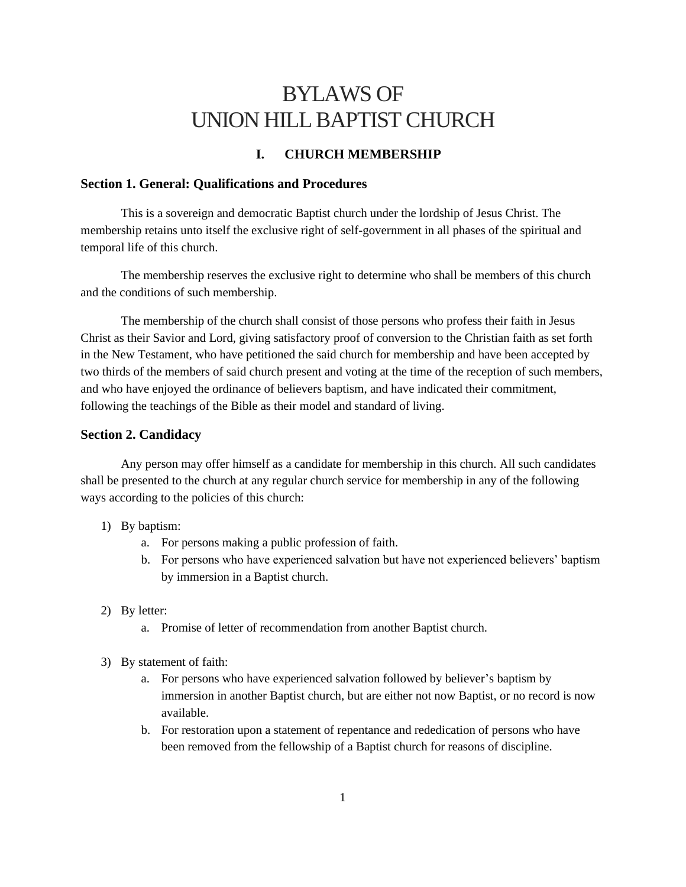# BYLAWS OF
# UNION HILL BAPTIST CHURCH

## I. CHURCH MEMBERSHIP

### Section 1. General: Qualifications and Procedures

This is a sovereign and democratic Baptist church under the lordship of Jesus Christ. The membership retains unto itself the exclusive right of self-government in all phases of the spiritual and temporal life of this church.

The membership reserves the exclusive right to determine who shall be members of this church and the conditions of such membership.

The membership of the church shall consist of those persons who profess their faith in Jesus Christ as their Savior and Lord, giving satisfactory proof of conversion to the Christian faith as set forth in the New Testament, who have petitioned the said church for membership and have been accepted by two thirds of the members of said church present and voting at the time of the reception of such members, and who have enjoyed the ordinance of believers baptism, and have indicated their commitment, following the teachings of the Bible as their model and standard of living.

### Section 2. Candidacy

Any person may offer himself as a candidate for membership in this church. All such candidates shall be presented to the church at any regular church service for membership in any of the following ways according to the policies of this church:

1) By baptism:
   a. For persons making a public profession of faith.
   b. For persons who have experienced salvation but have not experienced believers' baptism by immersion in a Baptist church.

2) By letter:
   a. Promise of letter of recommendation from another Baptist church.

3) By statement of faith:
   a. For persons who have experienced salvation followed by believer's baptism by immersion in another Baptist church, but are either not now Baptist, or no record is now available.
   b. For restoration upon a statement of repentance and rededication of persons who have been removed from the fellowship of a Baptist church for reasons of discipline.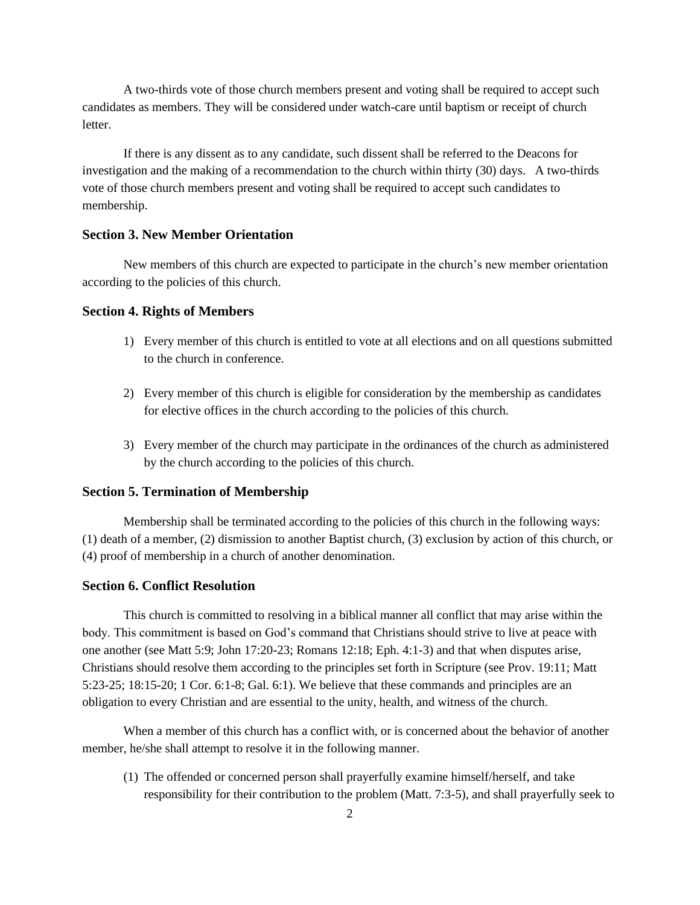A two-thirds vote of those church members present and voting shall be required to accept such candidates as members. They will be considered under watch-care until baptism or receipt of church letter.

If there is any dissent as to any candidate, such dissent shall be referred to the Deacons for investigation and the making of a recommendation to the church within thirty (30) days. A two-thirds vote of those church members present and voting shall be required to accept such candidates to membership.

### Section 3. New Member Orientation

New members of this church are expected to participate in the church's new member orientation according to the policies of this church.

### Section 4. Rights of Members

1) Every member of this church is entitled to vote at all elections and on all questions submitted to the church in conference.

2) Every member of this church is eligible for consideration by the membership as candidates for elective offices in the church according to the policies of this church.

3) Every member of the church may participate in the ordinances of the church as administered by the church according to the policies of this church.

### Section 5. Termination of Membership

Membership shall be terminated according to the policies of this church in the following ways: (1) death of a member, (2) dismission to another Baptist church, (3) exclusion by action of this church, or (4) proof of membership in a church of another denomination.

### Section 6. Conflict Resolution

This church is committed to resolving in a biblical manner all conflict that may arise within the body. This commitment is based on God's command that Christians should strive to live at peace with one another (see Matt 5:9; John 17:20-23; Romans 12:18; Eph. 4:1-3) and that when disputes arise, Christians should resolve them according to the principles set forth in Scripture (see Prov. 19:11; Matt 5:23-25; 18:15-20; 1 Cor. 6:1-8; Gal. 6:1). We believe that these commands and principles are an obligation to every Christian and are essential to the unity, health, and witness of the church.

When a member of this church has a conflict with, or is concerned about the behavior of another member, he/she shall attempt to resolve it in the following manner.

(1) The offended or concerned person shall prayerfully examine himself/herself, and take responsibility for their contribution to the problem (Matt. 7:3-5), and shall prayerfully seek to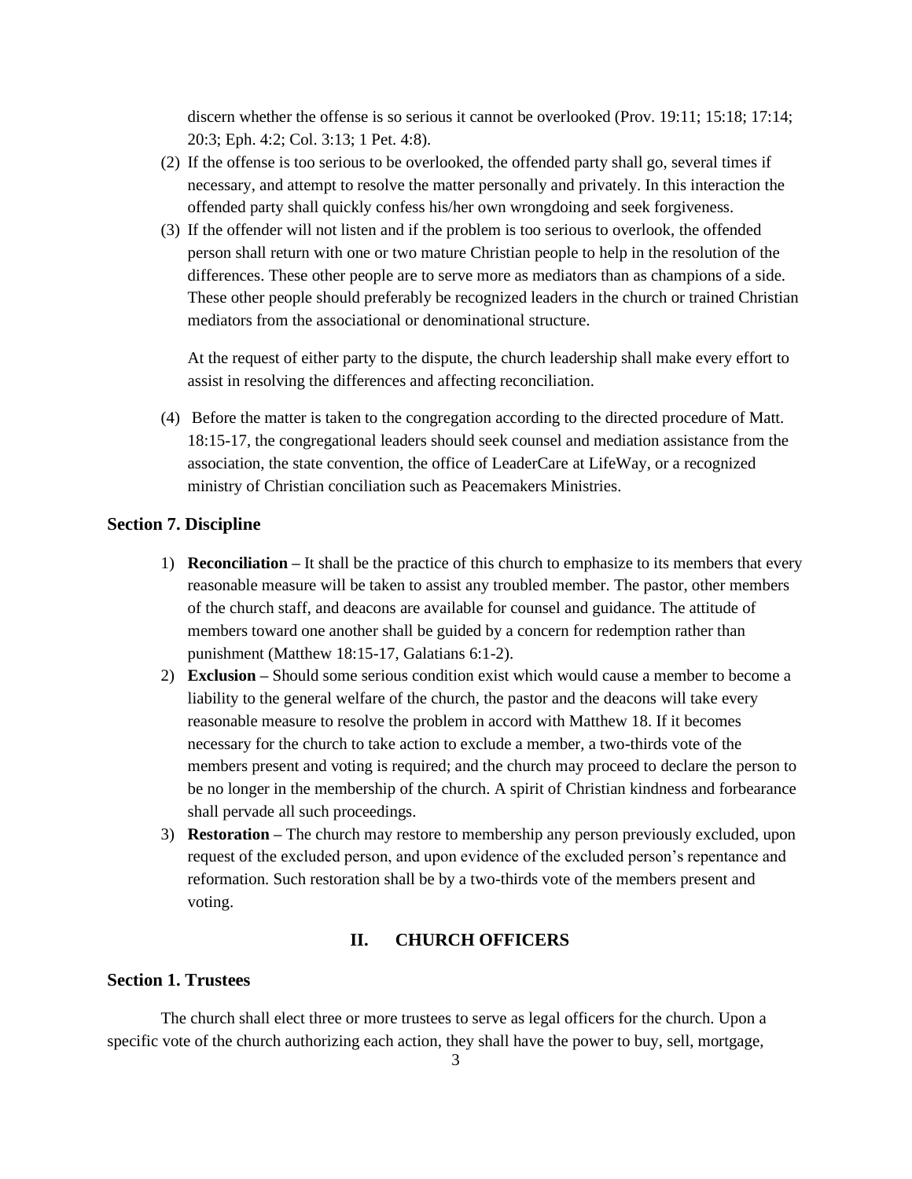discern whether the offense is so serious it cannot be overlooked (Prov. 19:11; 15:18; 17:14; 20:3; Eph. 4:2; Col. 3:13; 1 Pet. 4:8).

(2) If the offense is too serious to be overlooked, the offended party shall go, several times if necessary, and attempt to resolve the matter personally and privately. In this interaction the offended party shall quickly confess his/her own wrongdoing and seek forgiveness.

(3) If the offender will not listen and if the problem is too serious to overlook, the offended person shall return with one or two mature Christian people to help in the resolution of the differences. These other people are to serve more as mediators than as champions of a side. These other people should preferably be recognized leaders in the church or trained Christian mediators from the associational or denominational structure.

At the request of either party to the dispute, the church leadership shall make every effort to assist in resolving the differences and affecting reconciliation.

(4) Before the matter is taken to the congregation according to the directed procedure of Matt. 18:15-17, the congregational leaders should seek counsel and mediation assistance from the association, the state convention, the office of LeaderCare at LifeWay, or a recognized ministry of Christian conciliation such as Peacemakers Ministries.

### Section 7. Discipline

1) **Reconciliation –** It shall be the practice of this church to emphasize to its members that every reasonable measure will be taken to assist any troubled member. The pastor, other members of the church staff, and deacons are available for counsel and guidance. The attitude of members toward one another shall be guided by a concern for redemption rather than punishment (Matthew 18:15-17, Galatians 6:1-2).
2) **Exclusion –** Should some serious condition exist which would cause a member to become a liability to the general welfare of the church, the pastor and the deacons will take every reasonable measure to resolve the problem in accord with Matthew 18. If it becomes necessary for the church to take action to exclude a member, a two-thirds vote of the members present and voting is required; and the church may proceed to declare the person to be no longer in the membership of the church. A spirit of Christian kindness and forbearance shall pervade all such proceedings.
3) **Restoration –** The church may restore to membership any person previously excluded, upon request of the excluded person, and upon evidence of the excluded person's repentance and reformation. Such restoration shall be by a two-thirds vote of the members present and voting.

## II. CHURCH OFFICERS

### Section 1. Trustees

The church shall elect three or more trustees to serve as legal officers for the church. Upon a specific vote of the church authorizing each action, they shall have the power to buy, sell, mortgage,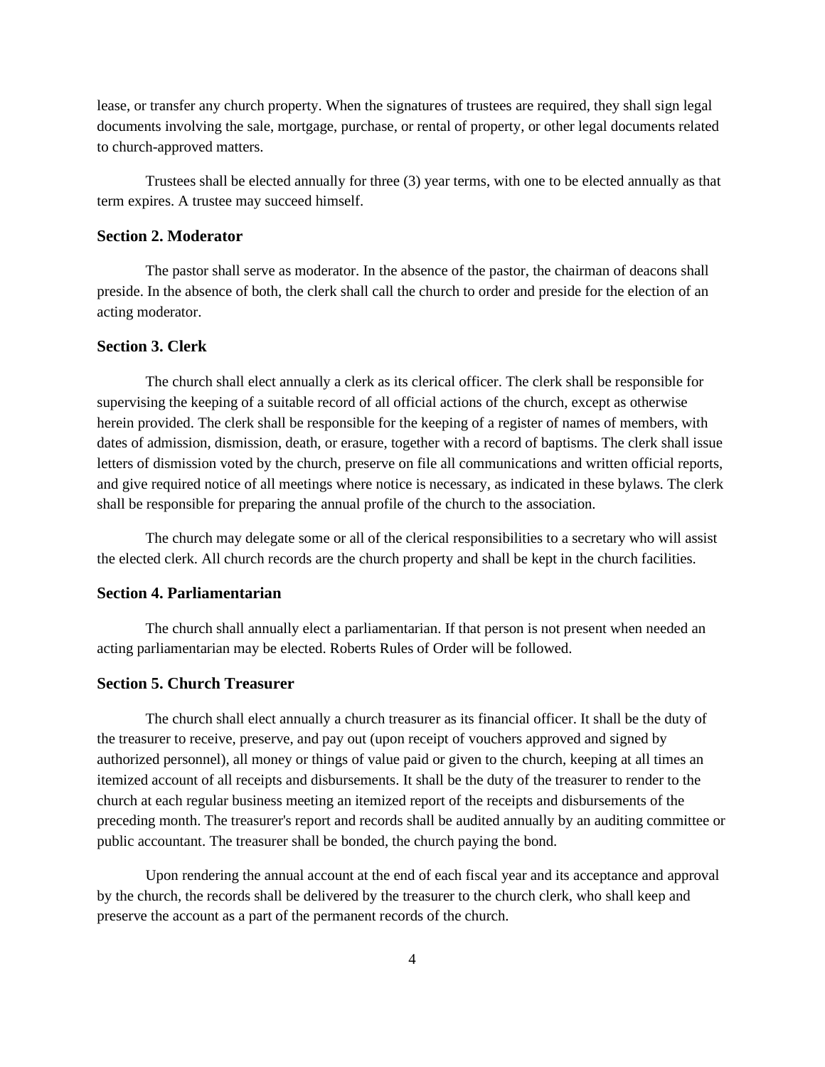lease, or transfer any church property. When the signatures of trustees are required, they shall sign legal documents involving the sale, mortgage, purchase, or rental of property, or other legal documents related to church-approved matters.

Trustees shall be elected annually for three (3) year terms, with one to be elected annually as that term expires. A trustee may succeed himself.

### Section 2. Moderator

The pastor shall serve as moderator. In the absence of the pastor, the chairman of deacons shall preside. In the absence of both, the clerk shall call the church to order and preside for the election of an acting moderator.

### Section 3. Clerk

The church shall elect annually a clerk as its clerical officer. The clerk shall be responsible for supervising the keeping of a suitable record of all official actions of the church, except as otherwise herein provided. The clerk shall be responsible for the keeping of a register of names of members, with dates of admission, dismission, death, or erasure, together with a record of baptisms. The clerk shall issue letters of dismission voted by the church, preserve on file all communications and written official reports, and give required notice of all meetings where notice is necessary, as indicated in these bylaws. The clerk shall be responsible for preparing the annual profile of the church to the association.

The church may delegate some or all of the clerical responsibilities to a secretary who will assist the elected clerk. All church records are the church property and shall be kept in the church facilities.

### Section 4. Parliamentarian

The church shall annually elect a parliamentarian. If that person is not present when needed an acting parliamentarian may be elected. Roberts Rules of Order will be followed.

### Section 5. Church Treasurer

The church shall elect annually a church treasurer as its financial officer. It shall be the duty of the treasurer to receive, preserve, and pay out (upon receipt of vouchers approved and signed by authorized personnel), all money or things of value paid or given to the church, keeping at all times an itemized account of all receipts and disbursements. It shall be the duty of the treasurer to render to the church at each regular business meeting an itemized report of the receipts and disbursements of the preceding month. The treasurer's report and records shall be audited annually by an auditing committee or public accountant. The treasurer shall be bonded, the church paying the bond.

Upon rendering the annual account at the end of each fiscal year and its acceptance and approval by the church, the records shall be delivered by the treasurer to the church clerk, who shall keep and preserve the account as a part of the permanent records of the church.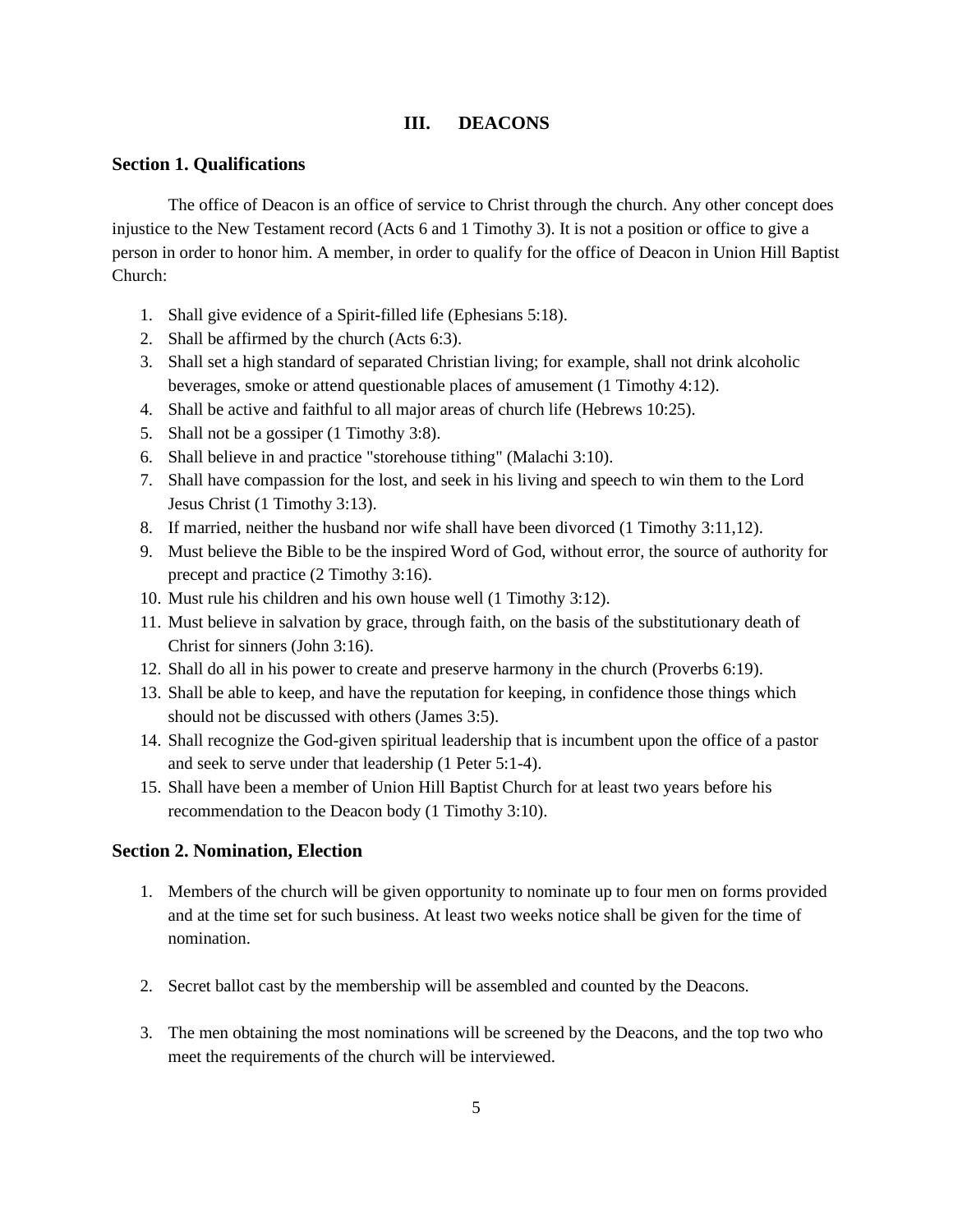## III. DEACONS

### Section 1. Qualifications

The office of Deacon is an office of service to Christ through the church. Any other concept does injustice to the New Testament record (Acts 6 and 1 Timothy 3). It is not a position or office to give a person in order to honor him. A member, in order to qualify for the office of Deacon in Union Hill Baptist Church:

1. Shall give evidence of a Spirit-filled life (Ephesians 5:18).
2. Shall be affirmed by the church (Acts 6:3).
3. Shall set a high standard of separated Christian living; for example, shall not drink alcoholic beverages, smoke or attend questionable places of amusement (1 Timothy 4:12).
4. Shall be active and faithful to all major areas of church life (Hebrews 10:25).
5. Shall not be a gossiper (1 Timothy 3:8).
6. Shall believe in and practice "storehouse tithing" (Malachi 3:10).
7. Shall have compassion for the lost, and seek in his living and speech to win them to the Lord Jesus Christ (1 Timothy 3:13).
8. If married, neither the husband nor wife shall have been divorced (1 Timothy 3:11,12).
9. Must believe the Bible to be the inspired Word of God, without error, the source of authority for precept and practice (2 Timothy 3:16).
10. Must rule his children and his own house well (1 Timothy 3:12).
11. Must believe in salvation by grace, through faith, on the basis of the substitutionary death of Christ for sinners (John 3:16).
12. Shall do all in his power to create and preserve harmony in the church (Proverbs 6:19).
13. Shall be able to keep, and have the reputation for keeping, in confidence those things which should not be discussed with others (James 3:5).
14. Shall recognize the God-given spiritual leadership that is incumbent upon the office of a pastor and seek to serve under that leadership (1 Peter 5:1-4).
15. Shall have been a member of Union Hill Baptist Church for at least two years before his recommendation to the Deacon body (1 Timothy 3:10).

### Section 2. Nomination, Election

1. Members of the church will be given opportunity to nominate up to four men on forms provided and at the time set for such business. At least two weeks notice shall be given for the time of nomination.

2. Secret ballot cast by the membership will be assembled and counted by the Deacons.

3. The men obtaining the most nominations will be screened by the Deacons, and the top two who meet the requirements of the church will be interviewed.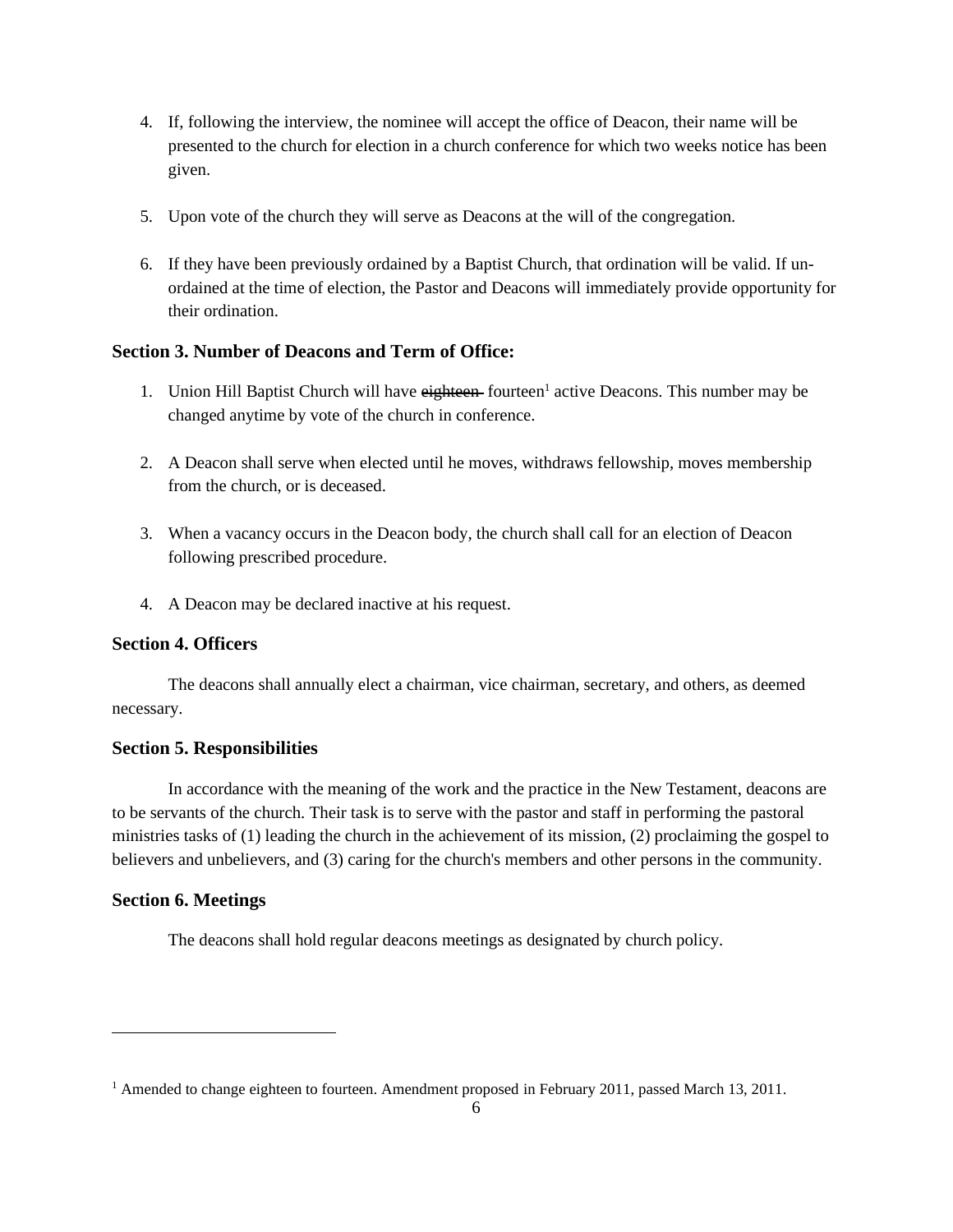4. If, following the interview, the nominee will accept the office of Deacon, their name will be presented to the church for election in a church conference for which two weeks notice has been given.

5. Upon vote of the church they will serve as Deacons at the will of the congregation.

6. If they have been previously ordained by a Baptist Church, that ordination will be valid. If un-ordained at the time of election, the Pastor and Deacons will immediately provide opportunity for their ordination.

### Section 3. Number of Deacons and Term of Office:

1. Union Hill Baptist Church will have ~~eighteen~~ fourteen[1] active Deacons. This number may be changed anytime by vote of the church in conference.

2. A Deacon shall serve when elected until he moves, withdraws fellowship, moves membership from the church, or is deceased.

3. When a vacancy occurs in the Deacon body, the church shall call for an election of Deacon following prescribed procedure.

4. A Deacon may be declared inactive at his request.

### Section 4. Officers

The deacons shall annually elect a chairman, vice chairman, secretary, and others, as deemed necessary.

### Section 5. Responsibilities

In accordance with the meaning of the work and the practice in the New Testament, deacons are to be servants of the church. Their task is to serve with the pastor and staff in performing the pastoral ministries tasks of (1) leading the church in the achievement of its mission, (2) proclaiming the gospel to believers and unbelievers, and (3) caring for the church's members and other persons in the community.

### Section 6. Meetings

The deacons shall hold regular deacons meetings as designated by church policy.

---

[1] Amended to change eighteen to fourteen. Amendment proposed in February 2011, passed March 13, 2011.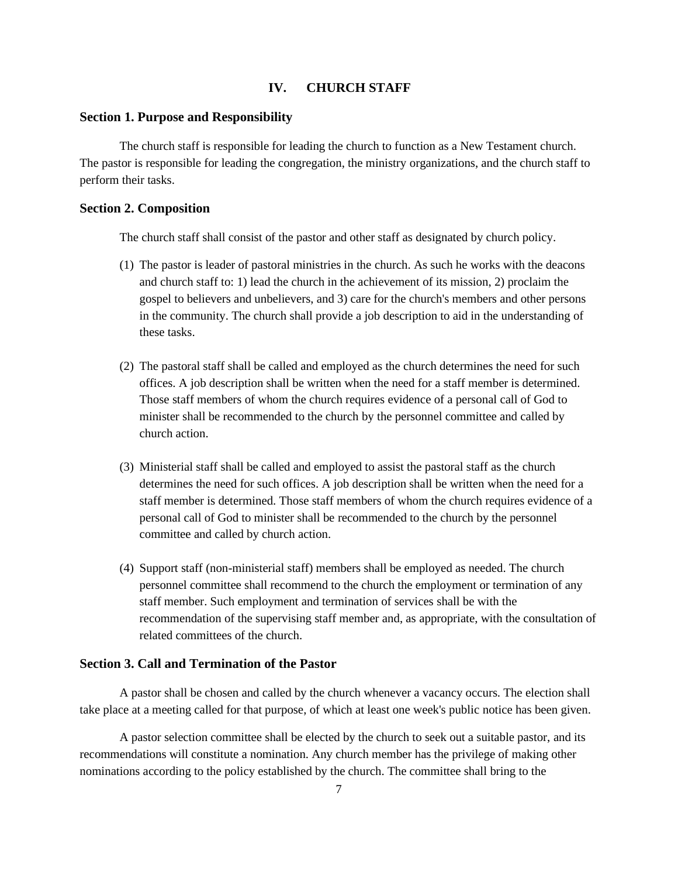## IV. CHURCH STAFF

### Section 1. Purpose and Responsibility

The church staff is responsible for leading the church to function as a New Testament church. The pastor is responsible for leading the congregation, the ministry organizations, and the church staff to perform their tasks.

### Section 2. Composition

The church staff shall consist of the pastor and other staff as designated by church policy.

(1) The pastor is leader of pastoral ministries in the church. As such he works with the deacons and church staff to: 1) lead the church in the achievement of its mission, 2) proclaim the gospel to believers and unbelievers, and 3) care for the church's members and other persons in the community. The church shall provide a job description to aid in the understanding of these tasks.

(2) The pastoral staff shall be called and employed as the church determines the need for such offices. A job description shall be written when the need for a staff member is determined. Those staff members of whom the church requires evidence of a personal call of God to minister shall be recommended to the church by the personnel committee and called by church action.

(3) Ministerial staff shall be called and employed to assist the pastoral staff as the church determines the need for such offices. A job description shall be written when the need for a staff member is determined. Those staff members of whom the church requires evidence of a personal call of God to minister shall be recommended to the church by the personnel committee and called by church action.

(4) Support staff (non-ministerial staff) members shall be employed as needed. The church personnel committee shall recommend to the church the employment or termination of any staff member. Such employment and termination of services shall be with the recommendation of the supervising staff member and, as appropriate, with the consultation of related committees of the church.

### Section 3. Call and Termination of the Pastor

A pastor shall be chosen and called by the church whenever a vacancy occurs. The election shall take place at a meeting called for that purpose, of which at least one week's public notice has been given.

A pastor selection committee shall be elected by the church to seek out a suitable pastor, and its recommendations will constitute a nomination. Any church member has the privilege of making other nominations according to the policy established by the church. The committee shall bring to the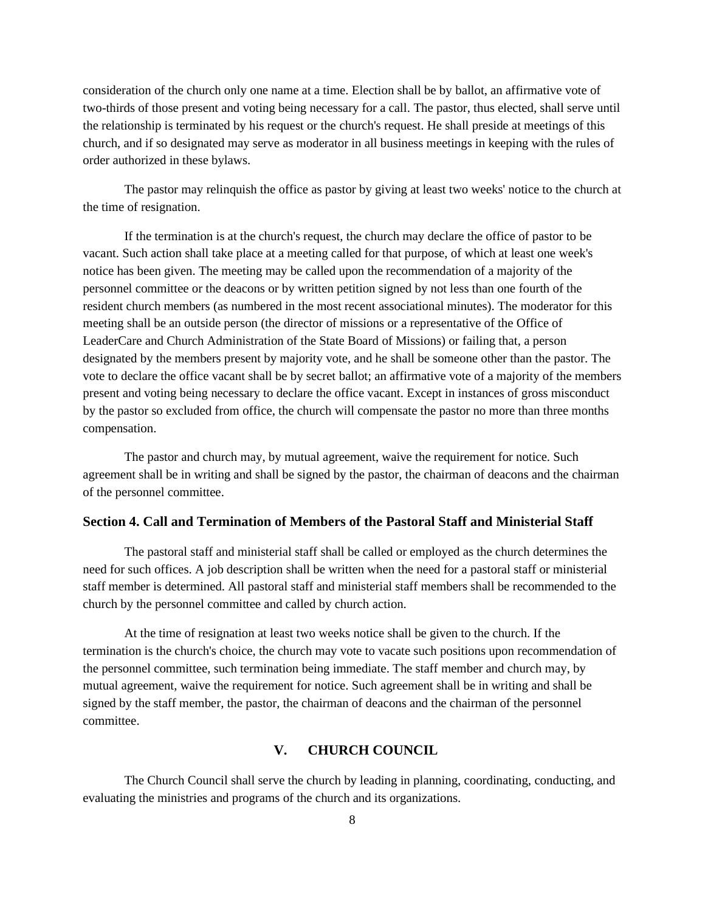consideration of the church only one name at a time. Election shall be by ballot, an affirmative vote of two-thirds of those present and voting being necessary for a call. The pastor, thus elected, shall serve until the relationship is terminated by his request or the church's request. He shall preside at meetings of this church, and if so designated may serve as moderator in all business meetings in keeping with the rules of order authorized in these bylaws.

The pastor may relinquish the office as pastor by giving at least two weeks' notice to the church at the time of resignation.

If the termination is at the church's request, the church may declare the office of pastor to be vacant. Such action shall take place at a meeting called for that purpose, of which at least one week's notice has been given. The meeting may be called upon the recommendation of a majority of the personnel committee or the deacons or by written petition signed by not less than one fourth of the resident church members (as numbered in the most recent associational minutes). The moderator for this meeting shall be an outside person (the director of missions or a representative of the Office of LeaderCare and Church Administration of the State Board of Missions) or failing that, a person designated by the members present by majority vote, and he shall be someone other than the pastor. The vote to declare the office vacant shall be by secret ballot; an affirmative vote of a majority of the members present and voting being necessary to declare the office vacant. Except in instances of gross misconduct by the pastor so excluded from office, the church will compensate the pastor no more than three months compensation.

The pastor and church may, by mutual agreement, waive the requirement for notice. Such agreement shall be in writing and shall be signed by the pastor, the chairman of deacons and the chairman of the personnel committee.

### Section 4. Call and Termination of Members of the Pastoral Staff and Ministerial Staff

The pastoral staff and ministerial staff shall be called or employed as the church determines the need for such offices. A job description shall be written when the need for a pastoral staff or ministerial staff member is determined. All pastoral staff and ministerial staff members shall be recommended to the church by the personnel committee and called by church action.

At the time of resignation at least two weeks notice shall be given to the church. If the termination is the church's choice, the church may vote to vacate such positions upon recommendation of the personnel committee, such termination being immediate. The staff member and church may, by mutual agreement, waive the requirement for notice. Such agreement shall be in writing and shall be signed by the staff member, the pastor, the chairman of deacons and the chairman of the personnel committee.

## V. CHURCH COUNCIL

The Church Council shall serve the church by leading in planning, coordinating, conducting, and evaluating the ministries and programs of the church and its organizations.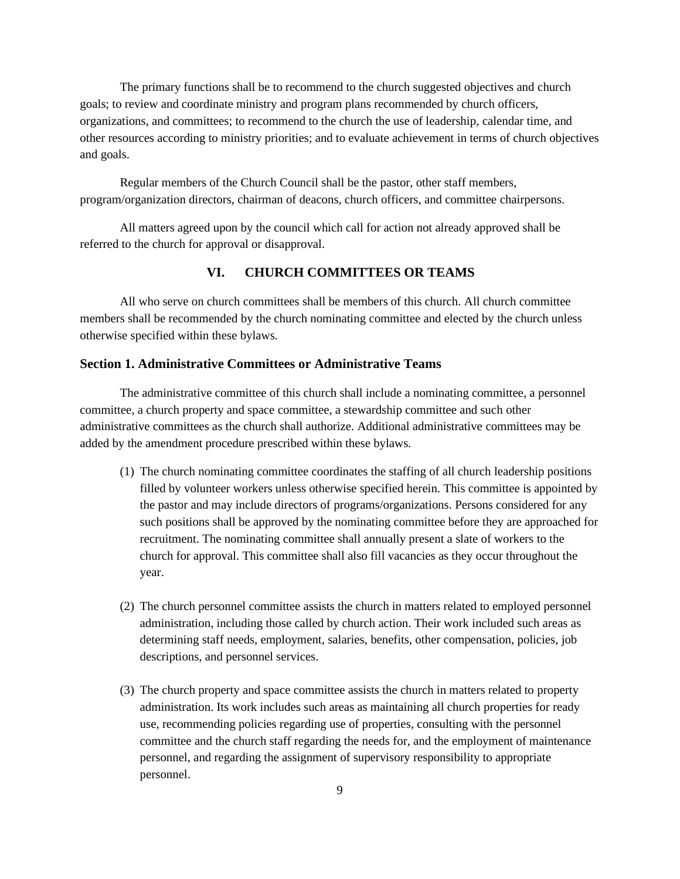The primary functions shall be to recommend to the church suggested objectives and church goals; to review and coordinate ministry and program plans recommended by church officers, organizations, and committees; to recommend to the church the use of leadership, calendar time, and other resources according to ministry priorities; and to evaluate achievement in terms of church objectives and goals.

Regular members of the Church Council shall be the pastor, other staff members, program/organization directors, chairman of deacons, church officers, and committee chairpersons.

All matters agreed upon by the council which call for action not already approved shall be referred to the church for approval or disapproval.

## VI. CHURCH COMMITTEES OR TEAMS

All who serve on church committees shall be members of this church. All church committee members shall be recommended by the church nominating committee and elected by the church unless otherwise specified within these bylaws.

### Section 1. Administrative Committees or Administrative Teams

The administrative committee of this church shall include a nominating committee, a personnel committee, a church property and space committee, a stewardship committee and such other administrative committees as the church shall authorize. Additional administrative committees may be added by the amendment procedure prescribed within these bylaws.

(1) The church nominating committee coordinates the staffing of all church leadership positions filled by volunteer workers unless otherwise specified herein. This committee is appointed by the pastor and may include directors of programs/organizations. Persons considered for any such positions shall be approved by the nominating committee before they are approached for recruitment. The nominating committee shall annually present a slate of workers to the church for approval. This committee shall also fill vacancies as they occur throughout the year.

(2) The church personnel committee assists the church in matters related to employed personnel administration, including those called by church action. Their work included such areas as determining staff needs, employment, salaries, benefits, other compensation, policies, job descriptions, and personnel services.

(3) The church property and space committee assists the church in matters related to property administration. Its work includes such areas as maintaining all church properties for ready use, recommending policies regarding use of properties, consulting with the personnel committee and the church staff regarding the needs for, and the employment of maintenance personnel, and regarding the assignment of supervisory responsibility to appropriate personnel.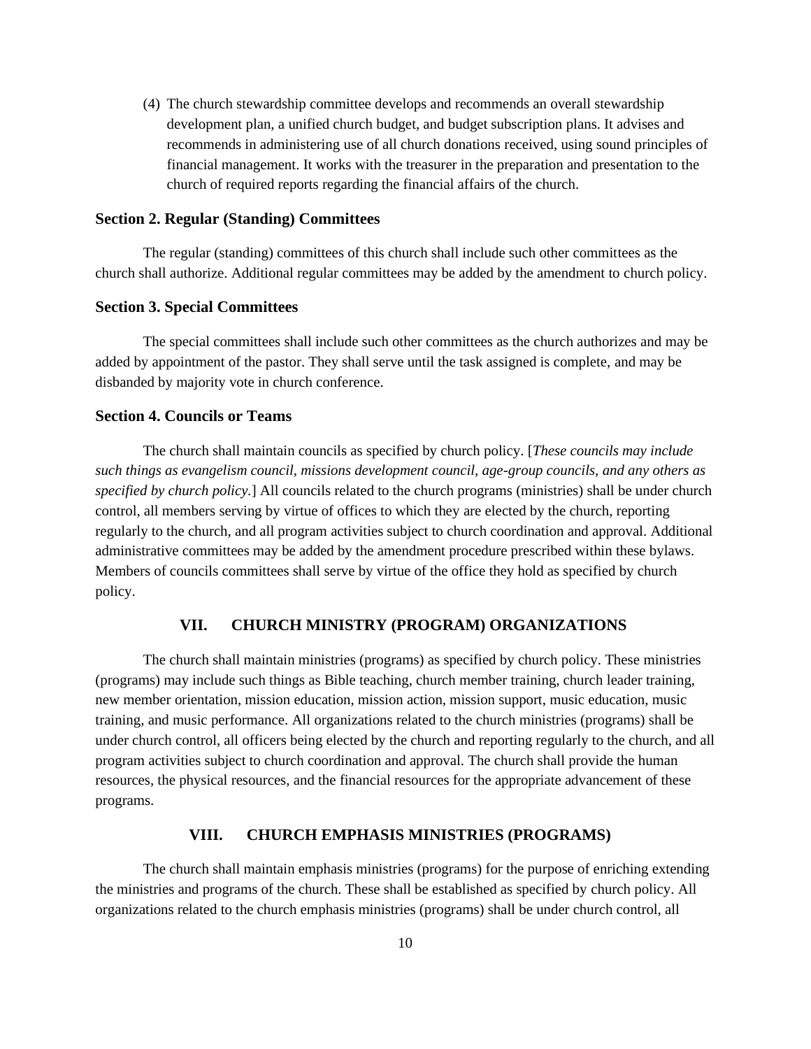(4) The church stewardship committee develops and recommends an overall stewardship development plan, a unified church budget, and budget subscription plans. It advises and recommends in administering use of all church donations received, using sound principles of financial management. It works with the treasurer in the preparation and presentation to the church of required reports regarding the financial affairs of the church.

### Section 2. Regular (Standing) Committees

The regular (standing) committees of this church shall include such other committees as the church shall authorize. Additional regular committees may be added by the amendment to church policy.

### Section 3. Special Committees

The special committees shall include such other committees as the church authorizes and may be added by appointment of the pastor. They shall serve until the task assigned is complete, and may be disbanded by majority vote in church conference.

### Section 4. Councils or Teams

The church shall maintain councils as specified by church policy. [*These councils may include such things as evangelism council, missions development council, age-group councils, and any others as specified by church policy.*] All councils related to the church programs (ministries) shall be under church control, all members serving by virtue of offices to which they are elected by the church, reporting regularly to the church, and all program activities subject to church coordination and approval. Additional administrative committees may be added by the amendment procedure prescribed within these bylaws. Members of councils committees shall serve by virtue of the office they hold as specified by church policy.

## VII. CHURCH MINISTRY (PROGRAM) ORGANIZATIONS

The church shall maintain ministries (programs) as specified by church policy. These ministries (programs) may include such things as Bible teaching, church member training, church leader training, new member orientation, mission education, mission action, mission support, music education, music training, and music performance. All organizations related to the church ministries (programs) shall be under church control, all officers being elected by the church and reporting regularly to the church, and all program activities subject to church coordination and approval. The church shall provide the human resources, the physical resources, and the financial resources for the appropriate advancement of these programs.

## VIII. CHURCH EMPHASIS MINISTRIES (PROGRAMS)

The church shall maintain emphasis ministries (programs) for the purpose of enriching extending the ministries and programs of the church. These shall be established as specified by church policy. All organizations related to the church emphasis ministries (programs) shall be under church control, all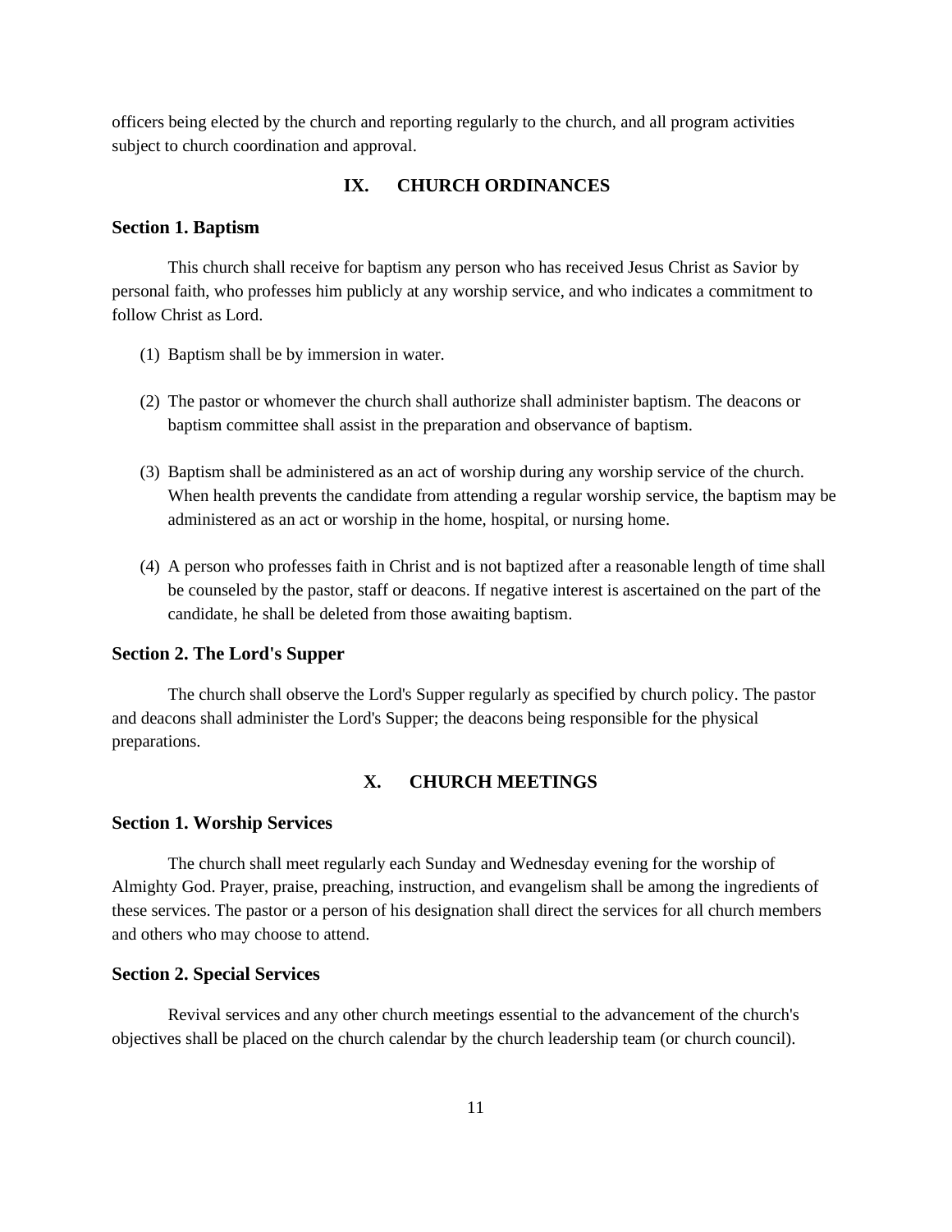officers being elected by the church and reporting regularly to the church, and all program activities subject to church coordination and approval.

## IX. CHURCH ORDINANCES

### Section 1. Baptism

This church shall receive for baptism any person who has received Jesus Christ as Savior by personal faith, who professes him publicly at any worship service, and who indicates a commitment to follow Christ as Lord.

(1) Baptism shall be by immersion in water.

(2) The pastor or whomever the church shall authorize shall administer baptism. The deacons or baptism committee shall assist in the preparation and observance of baptism.

(3) Baptism shall be administered as an act of worship during any worship service of the church. When health prevents the candidate from attending a regular worship service, the baptism may be administered as an act or worship in the home, hospital, or nursing home.

(4) A person who professes faith in Christ and is not baptized after a reasonable length of time shall be counseled by the pastor, staff or deacons. If negative interest is ascertained on the part of the candidate, he shall be deleted from those awaiting baptism.

### Section 2. The Lord's Supper

The church shall observe the Lord's Supper regularly as specified by church policy. The pastor and deacons shall administer the Lord's Supper; the deacons being responsible for the physical preparations.

## X. CHURCH MEETINGS

### Section 1. Worship Services

The church shall meet regularly each Sunday and Wednesday evening for the worship of Almighty God. Prayer, praise, preaching, instruction, and evangelism shall be among the ingredients of these services. The pastor or a person of his designation shall direct the services for all church members and others who may choose to attend.

### Section 2. Special Services

Revival services and any other church meetings essential to the advancement of the church's objectives shall be placed on the church calendar by the church leadership team (or church council).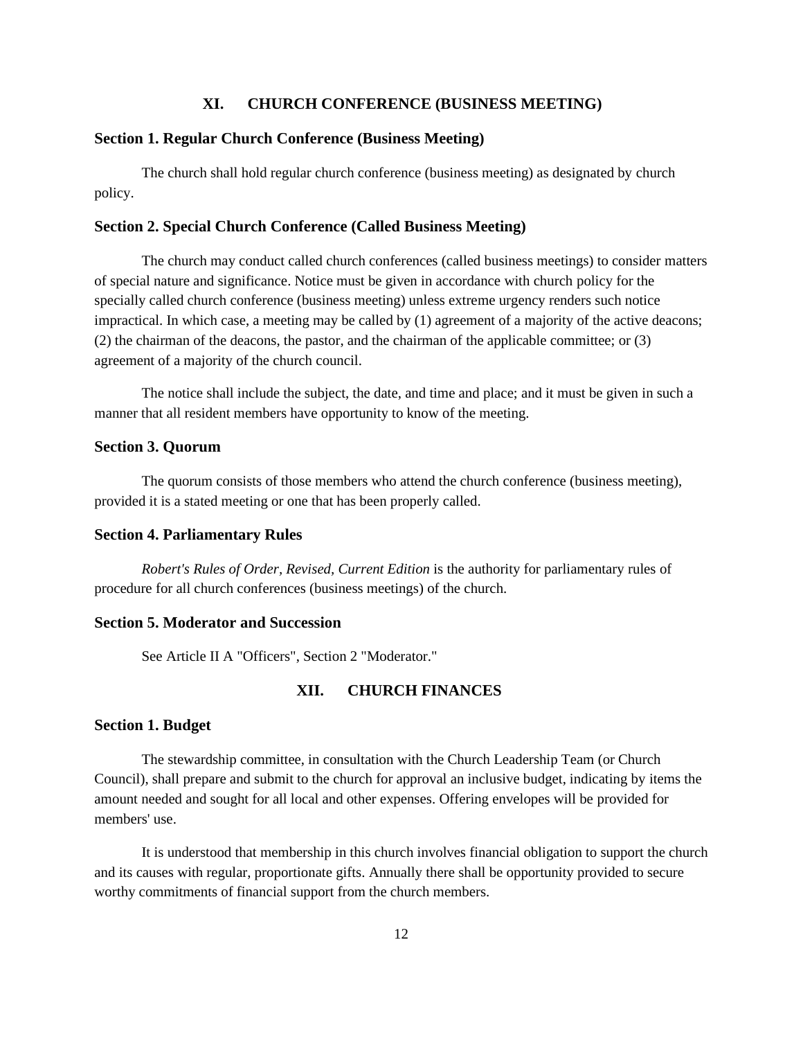## XI. CHURCH CONFERENCE (BUSINESS MEETING)

### Section 1. Regular Church Conference (Business Meeting)

The church shall hold regular church conference (business meeting) as designated by church policy.

### Section 2. Special Church Conference (Called Business Meeting)

The church may conduct called church conferences (called business meetings) to consider matters of special nature and significance. Notice must be given in accordance with church policy for the specially called church conference (business meeting) unless extreme urgency renders such notice impractical. In which case, a meeting may be called by (1) agreement of a majority of the active deacons; (2) the chairman of the deacons, the pastor, and the chairman of the applicable committee; or (3) agreement of a majority of the church council.

The notice shall include the subject, the date, and time and place; and it must be given in such a manner that all resident members have opportunity to know of the meeting.

### Section 3. Quorum

The quorum consists of those members who attend the church conference (business meeting), provided it is a stated meeting or one that has been properly called.

### Section 4. Parliamentary Rules

*Robert's Rules of Order, Revised, Current Edition* is the authority for parliamentary rules of procedure for all church conferences (business meetings) of the church.

### Section 5. Moderator and Succession

See Article II A "Officers", Section 2 "Moderator."

## XII. CHURCH FINANCES

### Section 1. Budget

The stewardship committee, in consultation with the Church Leadership Team (or Church Council), shall prepare and submit to the church for approval an inclusive budget, indicating by items the amount needed and sought for all local and other expenses. Offering envelopes will be provided for members' use.

It is understood that membership in this church involves financial obligation to support the church and its causes with regular, proportionate gifts. Annually there shall be opportunity provided to secure worthy commitments of financial support from the church members.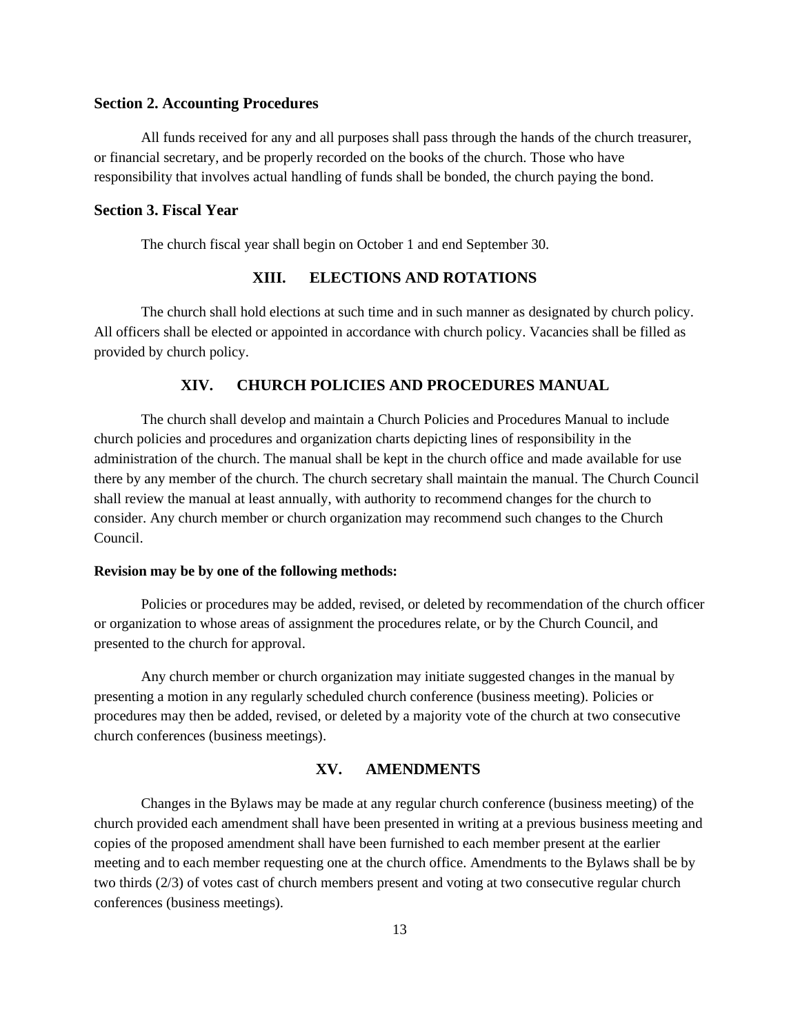### Section 2. Accounting Procedures

All funds received for any and all purposes shall pass through the hands of the church treasurer, or financial secretary, and be properly recorded on the books of the church. Those who have responsibility that involves actual handling of funds shall be bonded, the church paying the bond.

### Section 3. Fiscal Year

The church fiscal year shall begin on October 1 and end September 30.

## XIII. ELECTIONS AND ROTATIONS

The church shall hold elections at such time and in such manner as designated by church policy. All officers shall be elected or appointed in accordance with church policy. Vacancies shall be filled as provided by church policy.

## XIV. CHURCH POLICIES AND PROCEDURES MANUAL

The church shall develop and maintain a Church Policies and Procedures Manual to include church policies and procedures and organization charts depicting lines of responsibility in the administration of the church. The manual shall be kept in the church office and made available for use there by any member of the church. The church secretary shall maintain the manual. The Church Council shall review the manual at least annually, with authority to recommend changes for the church to consider. Any church member or church organization may recommend such changes to the Church Council.

**Revision may be by one of the following methods:**

Policies or procedures may be added, revised, or deleted by recommendation of the church officer or organization to whose areas of assignment the procedures relate, or by the Church Council, and presented to the church for approval.

Any church member or church organization may initiate suggested changes in the manual by presenting a motion in any regularly scheduled church conference (business meeting). Policies or procedures may then be added, revised, or deleted by a majority vote of the church at two consecutive church conferences (business meetings).

## XV. AMENDMENTS

Changes in the Bylaws may be made at any regular church conference (business meeting) of the church provided each amendment shall have been presented in writing at a previous business meeting and copies of the proposed amendment shall have been furnished to each member present at the earlier meeting and to each member requesting one at the church office. Amendments to the Bylaws shall be by two thirds (2/3) of votes cast of church members present and voting at two consecutive regular church conferences (business meetings).